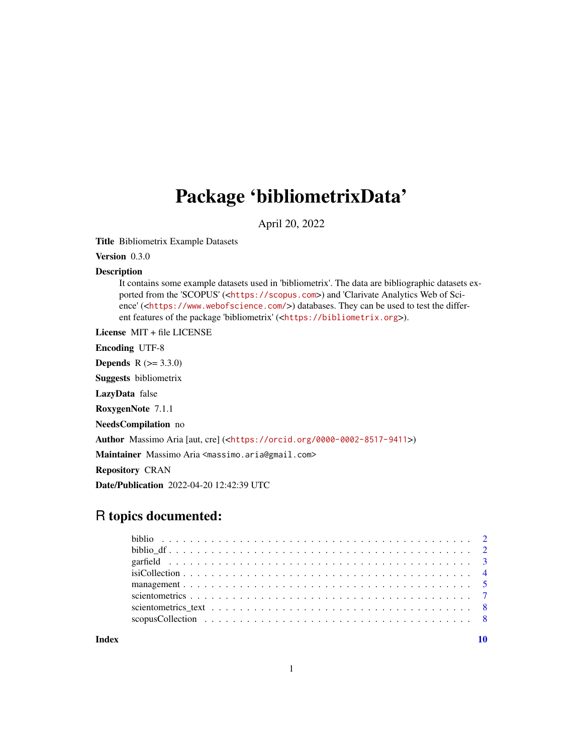# Package 'bibliometrixData'

April 20, 2022

**Title** Bibliometrix Example Datasets

**Version** 0.3.0

**Description**
It contains some example datasets used in 'bibliometrix'. The data are bibliographic datasets exported from the 'SCOPUS' (<https://scopus.com>) and 'Clarivate Analytics Web of Science' (<https://www.webofscience.com/>) databases. They can be used to test the different features of the package 'bibliometrix' (<https://bibliometrix.org>).

**License** MIT + file LICENSE

**Encoding** UTF-8

**Depends** R (>= 3.3.0)

**Suggests** bibliometrix

**LazyData** false

**RoxygenNote** 7.1.1

**NeedsCompilation** no

**Author** Massimo Aria [aut, cre] (<https://orcid.org/0000-0002-8517-9411>)

**Maintainer** Massimo Aria <massimo.aria@gmail.com>

**Repository** CRAN

**Date/Publication** 2022-04-20 12:42:39 UTC

## R topics documented:

| | |
|---|---|
| biblio | 2 |
| biblio_df | 2 |
| garfield | 3 |
| isiCollection | 4 |
| management | 5 |
| scientometrics | 7 |
| scientometrics_text | 8 |
| scopusCollection | 8 |
| **Index** | **10** |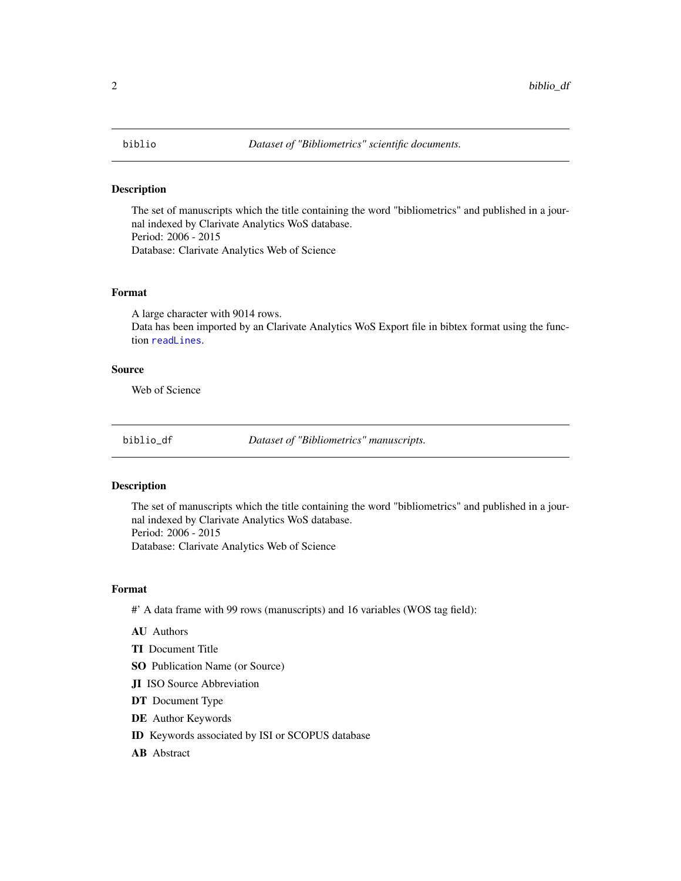## biblio — *Dataset of "Bibliometrics" scientific documents.*

### Description

The set of manuscripts which the title containing the word "bibliometrics" and published in a journal indexed by Clarivate Analytics WoS database.
Period: 2006 - 2015
Database: Clarivate Analytics Web of Science

### Format

A large character with 9014 rows.
Data has been imported by an Clarivate Analytics WoS Export file in bibtex format using the function `readLines`.

### Source

Web of Science

## biblio_df — *Dataset of "Bibliometrics" manuscripts.*

### Description

The set of manuscripts which the title containing the word "bibliometrics" and published in a journal indexed by Clarivate Analytics WoS database.
Period: 2006 - 2015
Database: Clarivate Analytics Web of Science

### Format

#' A data frame with 99 rows (manuscripts) and 16 variables (WOS tag field):

**AU** Authors

**TI** Document Title

**SO** Publication Name (or Source)

**JI** ISO Source Abbreviation

**DT** Document Type

**DE** Author Keywords

**ID** Keywords associated by ISI or SCOPUS database

**AB** Abstract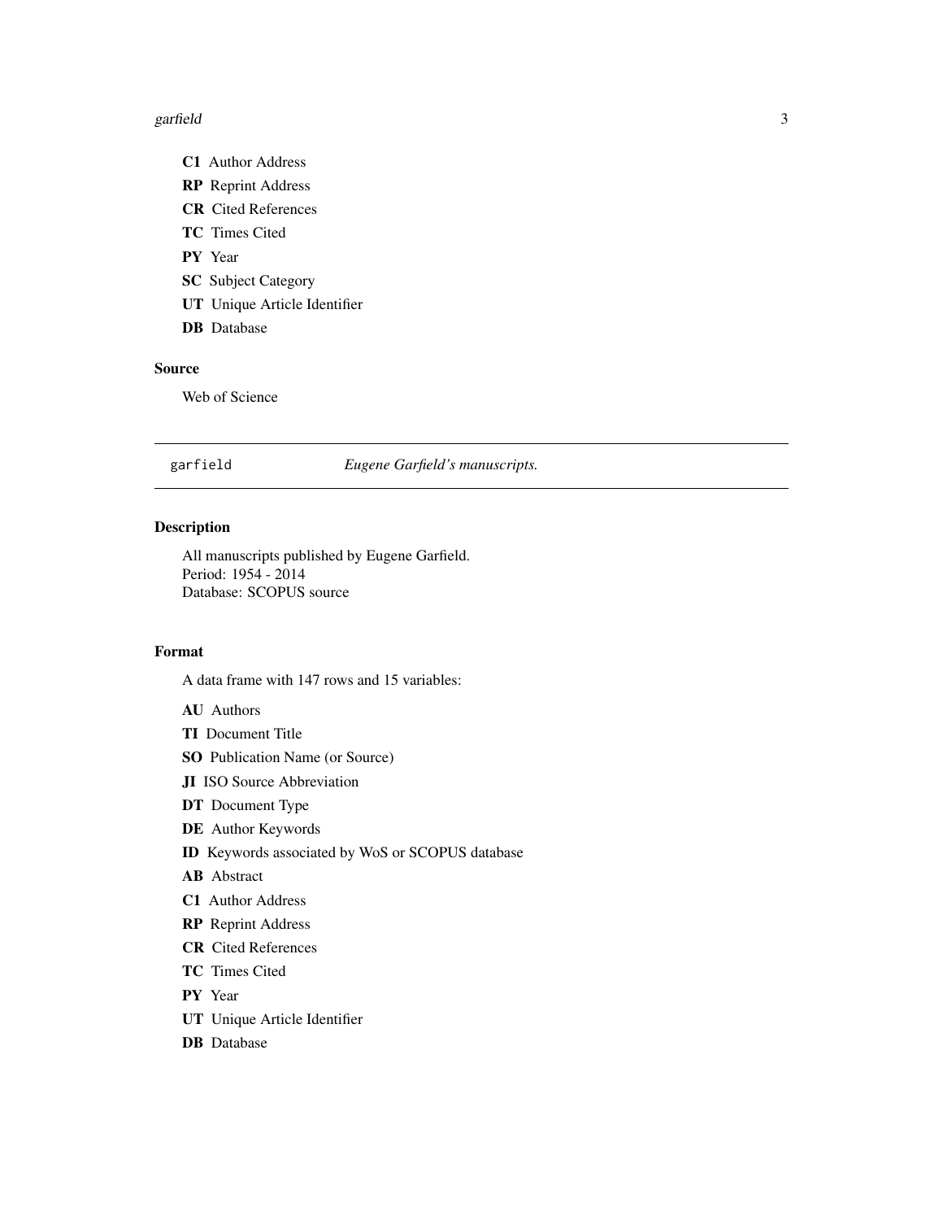**C1** Author Address

**RP** Reprint Address

**CR** Cited References

**TC** Times Cited

**PY** Year

**SC** Subject Category

**UT** Unique Article Identifier

**DB** Database

### Source

Web of Science

---

## garfield — *Eugene Garfield's manuscripts.*

---

### Description

All manuscripts published by Eugene Garfield.
Period: 1954 - 2014
Database: SCOPUS source

### Format

A data frame with 147 rows and 15 variables:

**AU** Authors

**TI** Document Title

**SO** Publication Name (or Source)

**JI** ISO Source Abbreviation

**DT** Document Type

**DE** Author Keywords

**ID** Keywords associated by WoS or SCOPUS database

**AB** Abstract

**C1** Author Address

**RP** Reprint Address

**CR** Cited References

**TC** Times Cited

**PY** Year

**UT** Unique Article Identifier

**DB** Database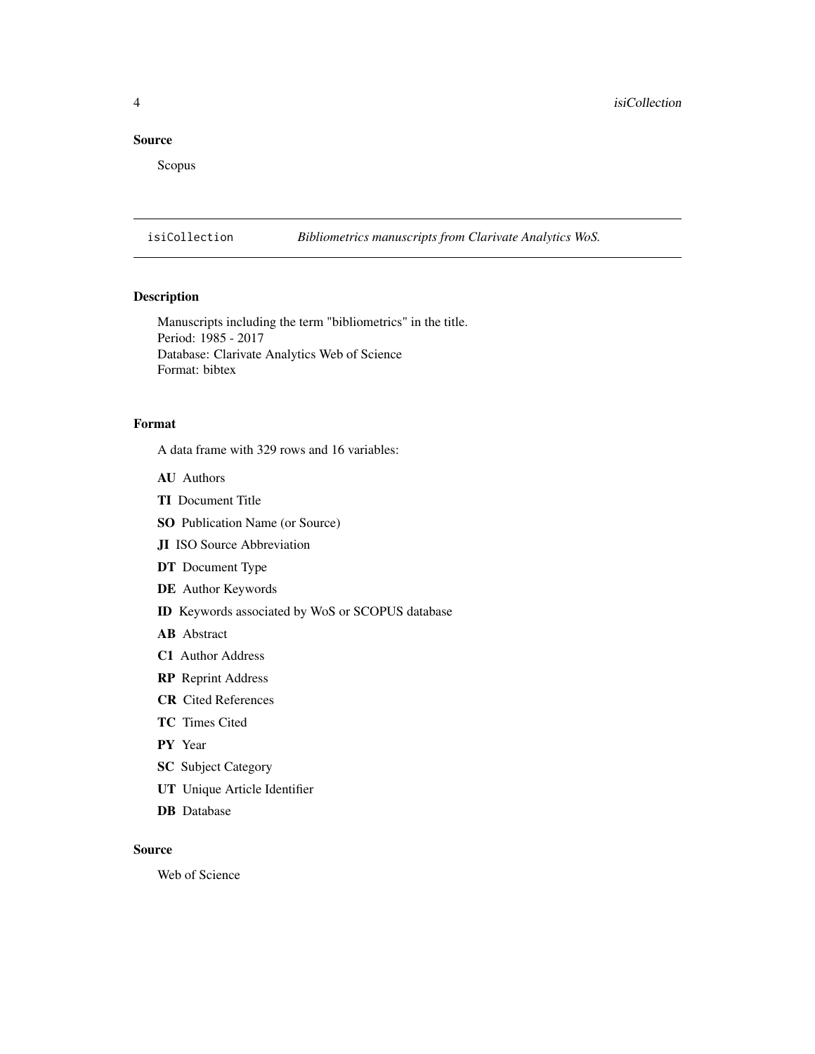### Source

Scopus

## isiCollection    *Bibliometrics manuscripts from Clarivate Analytics WoS.*

### Description

Manuscripts including the term "bibliometrics" in the title.
Period: 1985 - 2017
Database: Clarivate Analytics Web of Science
Format: bibtex

### Format

A data frame with 329 rows and 16 variables:

**AU** Authors

**TI** Document Title

**SO** Publication Name (or Source)

**JI** ISO Source Abbreviation

**DT** Document Type

**DE** Author Keywords

**ID** Keywords associated by WoS or SCOPUS database

**AB** Abstract

**C1** Author Address

**RP** Reprint Address

**CR** Cited References

**TC** Times Cited

**PY** Year

**SC** Subject Category

**UT** Unique Article Identifier

**DB** Database

### Source

Web of Science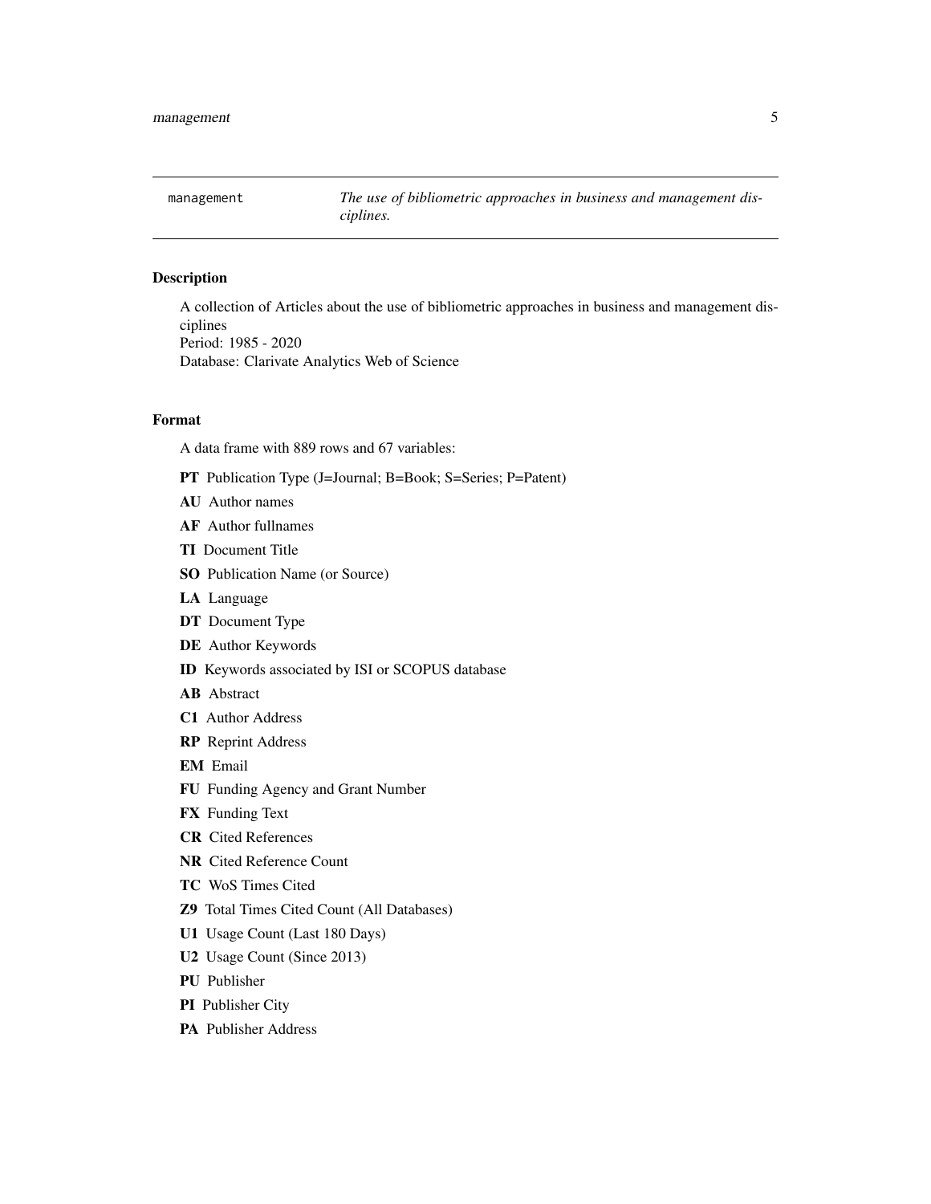`management` *The use of bibliometric approaches in business and management disciplines.*

### Description

A collection of Articles about the use of bibliometric approaches in business and management disciplines
Period: 1985 - 2020
Database: Clarivate Analytics Web of Science

### Format

A data frame with 889 rows and 67 variables:

**PT** Publication Type (J=Journal; B=Book; S=Series; P=Patent)

**AU** Author names

**AF** Author fullnames

**TI** Document Title

**SO** Publication Name (or Source)

**LA** Language

**DT** Document Type

**DE** Author Keywords

**ID** Keywords associated by ISI or SCOPUS database

**AB** Abstract

**C1** Author Address

**RP** Reprint Address

**EM** Email

**FU** Funding Agency and Grant Number

**FX** Funding Text

**CR** Cited References

**NR** Cited Reference Count

**TC** WoS Times Cited

**Z9** Total Times Cited Count (All Databases)

**U1** Usage Count (Last 180 Days)

**U2** Usage Count (Since 2013)

**PU** Publisher

**PI** Publisher City

**PA** Publisher Address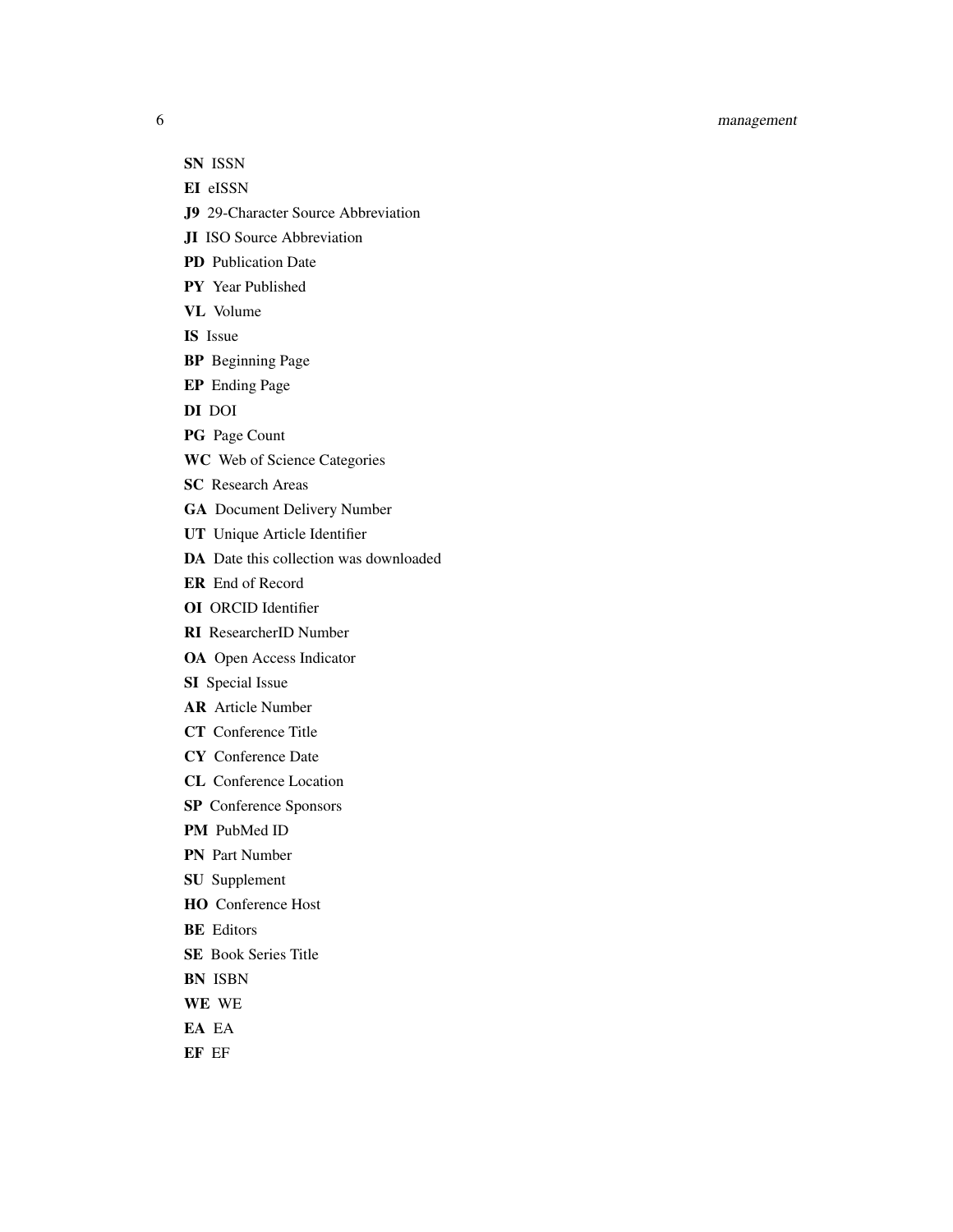**SN** ISSN

**EI** eISSN

**J9** 29-Character Source Abbreviation

**JI** ISO Source Abbreviation

**PD** Publication Date

**PY** Year Published

**VL** Volume

**IS** Issue

**BP** Beginning Page

**EP** Ending Page

**DI** DOI

**PG** Page Count

**WC** Web of Science Categories

**SC** Research Areas

**GA** Document Delivery Number

**UT** Unique Article Identifier

**DA** Date this collection was downloaded

**ER** End of Record

**OI** ORCID Identifier

**RI** ResearcherID Number

**OA** Open Access Indicator

**SI** Special Issue

**AR** Article Number

**CT** Conference Title

**CY** Conference Date

**CL** Conference Location

**SP** Conference Sponsors

**PM** PubMed ID

**PN** Part Number

**SU** Supplement

**HO** Conference Host

**BE** Editors

**SE** Book Series Title

**BN** ISBN

**WE** WE

**EA** EA

**EF** EF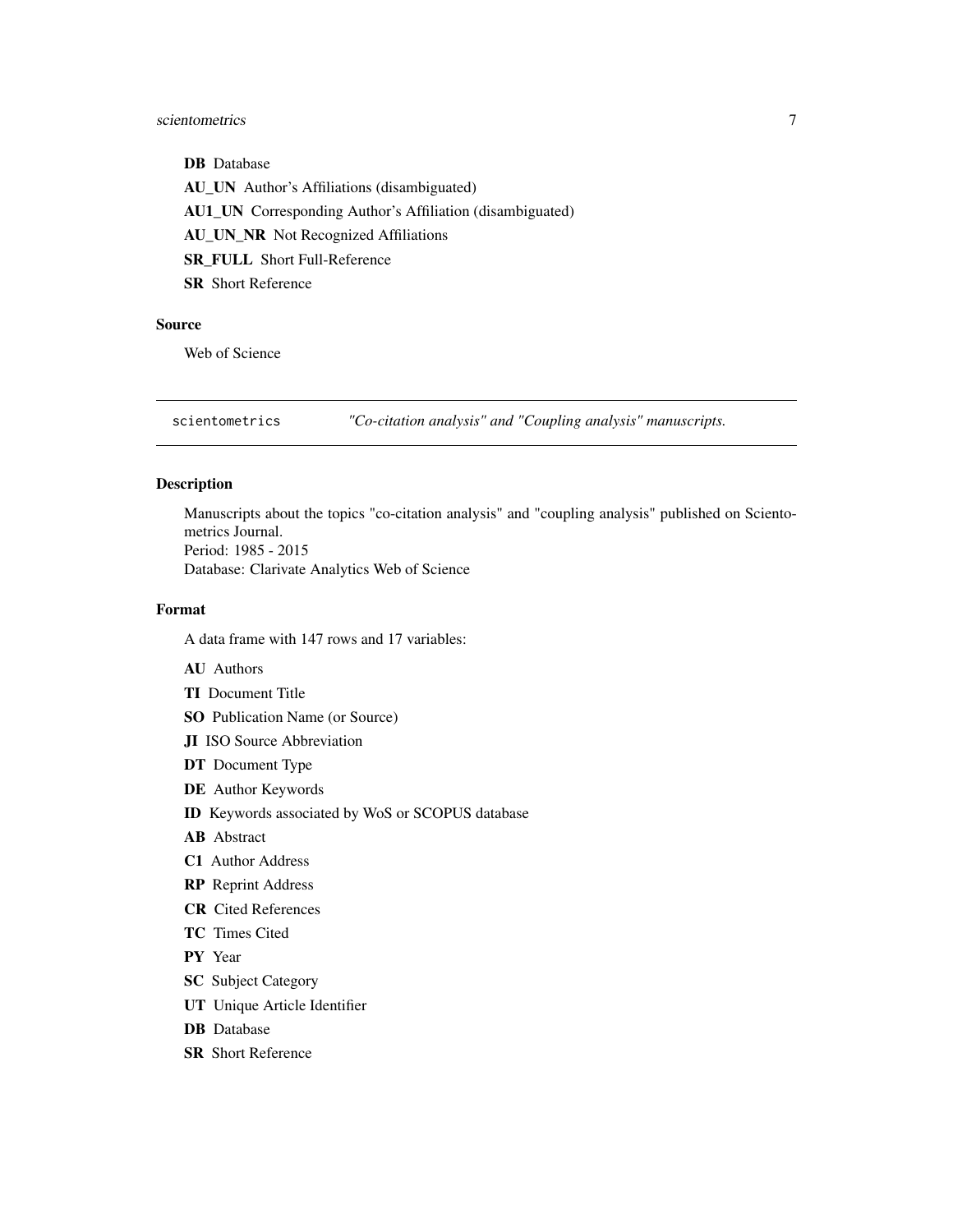**DB** Database

**AU_UN** Author's Affiliations (disambiguated)

**AU1_UN** Corresponding Author's Affiliation (disambiguated)

**AU_UN_NR** Not Recognized Affiliations

**SR_FULL** Short Full-Reference

**SR** Short Reference

## Source

Web of Science

---

`scientometrics` *"Co-citation analysis" and "Coupling analysis" manuscripts.*

---

## Description

Manuscripts about the topics "co-citation analysis" and "coupling analysis" published on Scientometrics Journal.
Period: 1985 - 2015
Database: Clarivate Analytics Web of Science

## Format

A data frame with 147 rows and 17 variables:

**AU** Authors

**TI** Document Title

**SO** Publication Name (or Source)

**JI** ISO Source Abbreviation

**DT** Document Type

**DE** Author Keywords

**ID** Keywords associated by WoS or SCOPUS database

**AB** Abstract

**C1** Author Address

**RP** Reprint Address

**CR** Cited References

**TC** Times Cited

**PY** Year

**SC** Subject Category

**UT** Unique Article Identifier

**DB** Database

**SR** Short Reference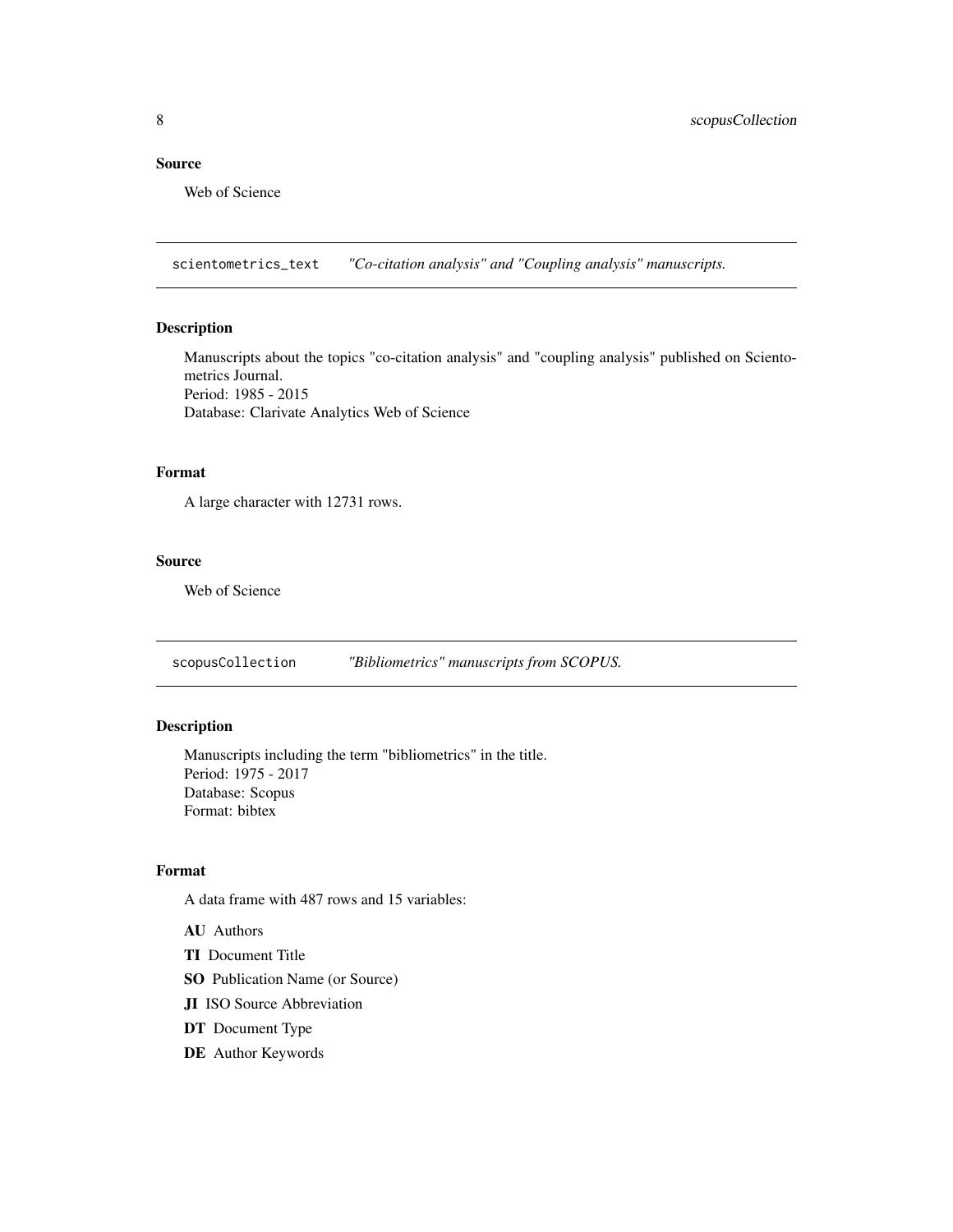### Source

Web of Science

---

## scientometrics_text — *"Co-citation analysis" and "Coupling analysis" manuscripts.*

### Description

Manuscripts about the topics "co-citation analysis" and "coupling analysis" published on Scientometrics Journal.
Period: 1985 - 2015
Database: Clarivate Analytics Web of Science

### Format

A large character with 12731 rows.

### Source

Web of Science

---

## scopusCollection — *"Bibliometrics" manuscripts from SCOPUS.*

### Description

Manuscripts including the term "bibliometrics" in the title.
Period: 1975 - 2017
Database: Scopus
Format: bibtex

### Format

A data frame with 487 rows and 15 variables:

**AU** Authors

**TI** Document Title

**SO** Publication Name (or Source)

**JI** ISO Source Abbreviation

**DT** Document Type

**DE** Author Keywords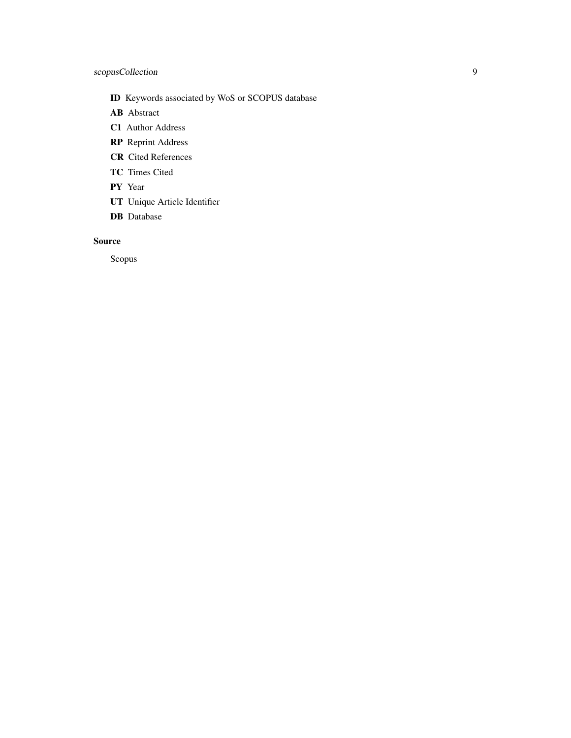**ID** Keywords associated by WoS or SCOPUS database

**AB** Abstract

**C1** Author Address

**RP** Reprint Address

**CR** Cited References

**TC** Times Cited

**PY** Year

**UT** Unique Article Identifier

**DB** Database

### Source

Scopus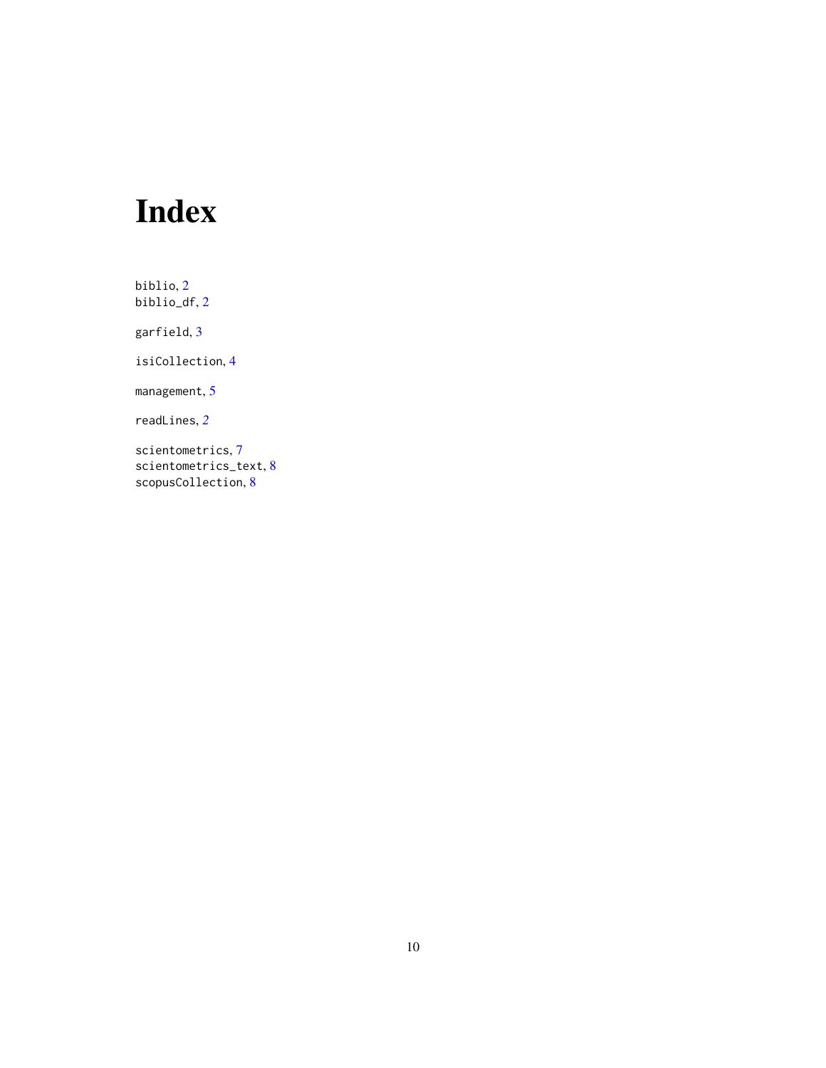# Index

biblio, 2
biblio_df, 2

garfield, 3

isiCollection, 4

management, 5

readLines, *2*

scientometrics, 7
scientometrics_text, 8
scopusCollection, 8